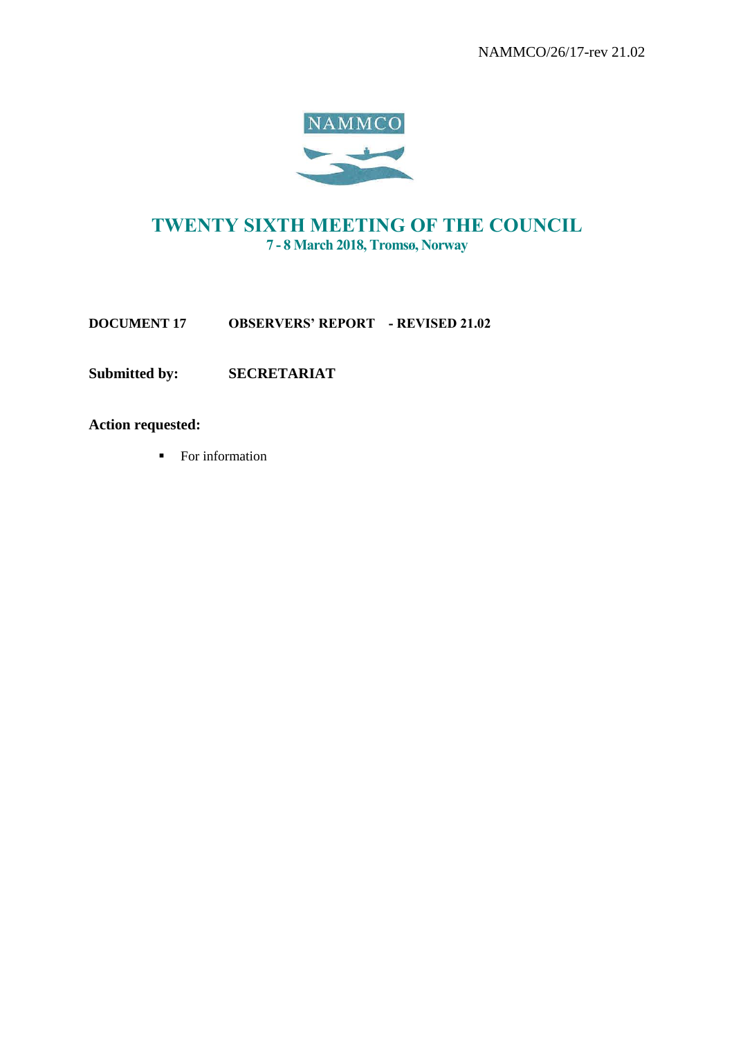NAMMCO/26/17-rev 21.02

NAMMCO

# TWENTY SIXTH MEETING OF THE COUNCIL

**7 - 8 March 2018, Tromsø, Norway**

**DOCUMENT 17  OBSERVERS' REPORT - REVISED 21.02**

**Submitted by:  SECRETARIAT**

**Action requested:**

- For information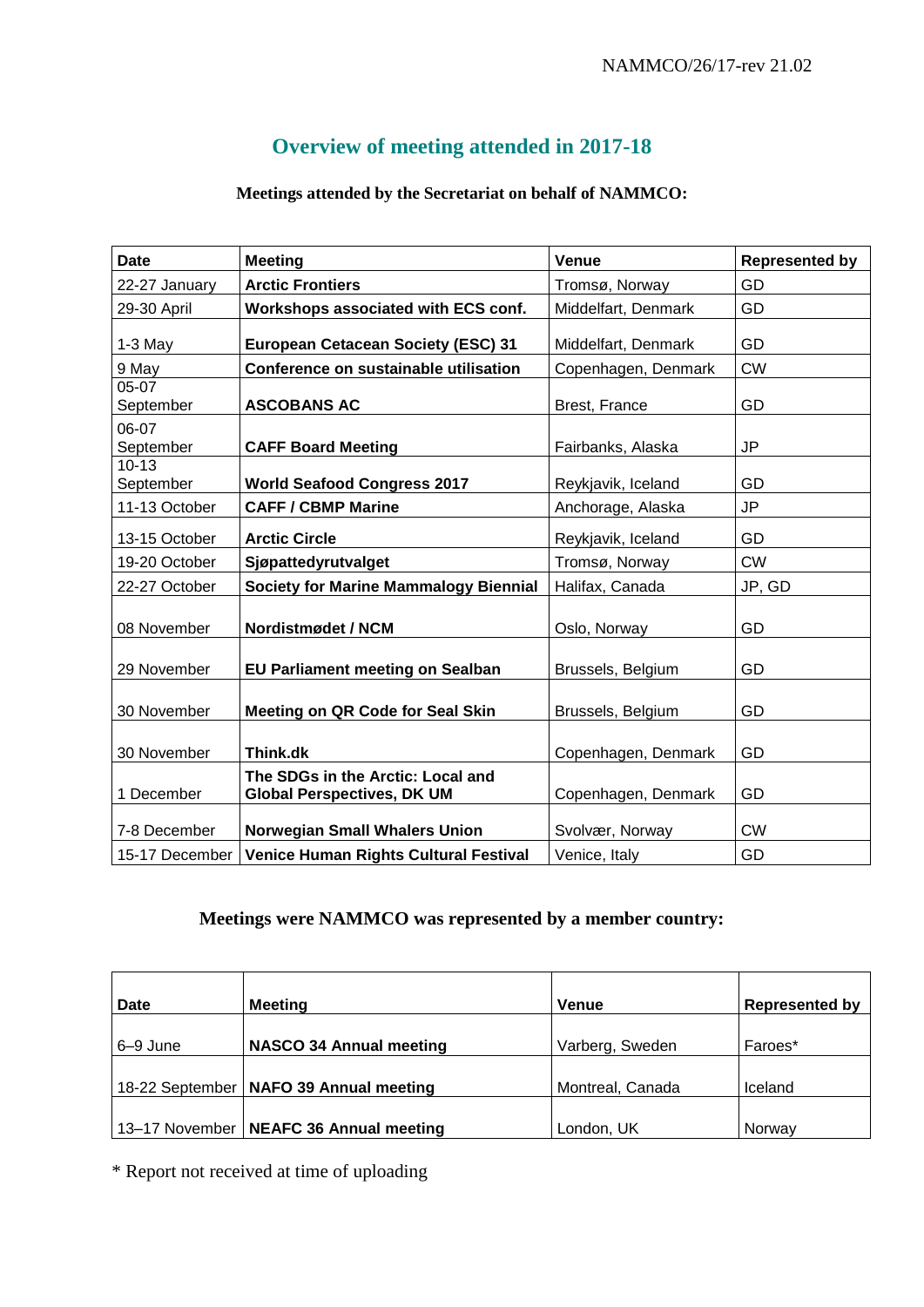NAMMCO/26/17-rev 21.02

# Overview of meeting attended in 2017-18

### Meetings attended by the Secretariat on behalf of NAMMCO:

| Date | Meeting | Venue | Represented by |
|---|---|---|---|
| 22-27 January | **Arctic Frontiers** | Tromsø, Norway | GD |
| 29-30 April | **Workshops associated with ECS conf.** | Middelfart, Denmark | GD |
| 1-3 May | **European Cetacean Society (ESC) 31** | Middelfart, Denmark | GD |
| 9 May | **Conference on sustainable utilisation** | Copenhagen, Denmark | CW |
| 05-07 September | **ASCOBANS AC** | Brest, France | GD |
| 06-07 September | **CAFF Board Meeting** | Fairbanks, Alaska | JP |
| 10-13 September | **World Seafood Congress 2017** | Reykjavik, Iceland | GD |
| 11-13 October | **CAFF / CBMP Marine** | Anchorage, Alaska | JP |
| 13-15 October | **Arctic Circle** | Reykjavik, Iceland | GD |
| 19-20 October | **Sjøpattedyrutvalget** | Tromsø, Norway | CW |
| 22-27 October | **Society for Marine Mammalogy Biennial** | Halifax, Canada | JP, GD |
| 08 November | **Nordistmødet / NCM** | Oslo, Norway | GD |
| 29 November | **EU Parliament meeting on Sealban** | Brussels, Belgium | GD |
| 30 November | **Meeting on QR Code for Seal Skin** | Brussels, Belgium | GD |
| 30 November | **Think.dk** | Copenhagen, Denmark | GD |
| 1 December | **The SDGs in the Arctic: Local and Global Perspectives, DK UM** | Copenhagen, Denmark | GD |
| 7-8 December | **Norwegian Small Whalers Union** | Svolvær, Norway | CW |
| 15-17 December | **Venice Human Rights Cultural Festival** | Venice, Italy | GD |

### Meetings were NAMMCO was represented by a member country:

| Date | Meeting | Venue | Represented by |
|---|---|---|---|
| 6–9 June | **NASCO 34 Annual meeting** | Varberg, Sweden | Faroes* |
| 18-22 September | **NAFO 39 Annual meeting** | Montreal, Canada | Iceland |
| 13–17 November | **NEAFC 36 Annual meeting** | London, UK | Norway |

* Report not received at time of uploading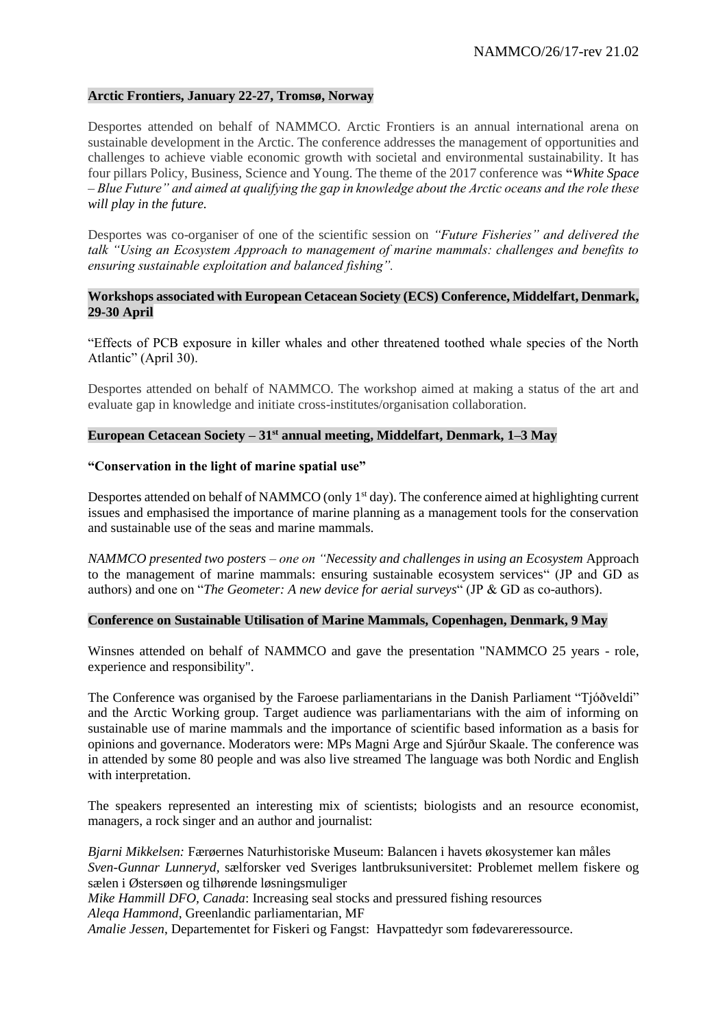**Arctic Frontiers, January 22-27, Tromsø, Norway**

Desportes attended on behalf of NAMMCO. Arctic Frontiers is an annual international arena on sustainable development in the Arctic. The conference addresses the management of opportunities and challenges to achieve viable economic growth with societal and environmental sustainability. It has four pillars Policy, Business, Science and Young. The theme of the 2017 conference was "*White Space – Blue Future" and aimed at qualifying the gap in knowledge about the Arctic oceans and the role these will play in the future.*

Desportes was co-organiser of one of the scientific session on *"Future Fisheries" and delivered the talk "Using an Ecosystem Approach to management of marine mammals: challenges and benefits to ensuring sustainable exploitation and balanced fishing".*

**Workshops associated with European Cetacean Society (ECS) Conference, Middelfart, Denmark, 29-30 April**

"Effects of PCB exposure in killer whales and other threatened toothed whale species of the North Atlantic" (April 30).

Desportes attended on behalf of NAMMCO. The workshop aimed at making a status of the art and evaluate gap in knowledge and initiate cross-institutes/organisation collaboration.

**European Cetacean Society – 31st annual meeting, Middelfart, Denmark, 1–3 May**

**"Conservation in the light of marine spatial use"**

Desportes attended on behalf of NAMMCO (only 1st day). The conference aimed at highlighting current issues and emphasised the importance of marine planning as a management tools for the conservation and sustainable use of the seas and marine mammals.

*NAMMCO presented two posters – one on "Necessity and challenges in using an Ecosystem* Approach to the management of marine mammals: ensuring sustainable ecosystem services" (JP and GD as authors) and one on "*The Geometer: A new device for aerial surveys*" (JP & GD as co-authors).

**Conference on Sustainable Utilisation of Marine Mammals, Copenhagen, Denmark, 9 May**

Winsnes attended on behalf of NAMMCO and gave the presentation "NAMMCO 25 years - role, experience and responsibility".

The Conference was organised by the Faroese parliamentarians in the Danish Parliament "Tjóðveldi" and the Arctic Working group. Target audience was parliamentarians with the aim of informing on sustainable use of marine mammals and the importance of scientific based information as a basis for opinions and governance. Moderators were: MPs Magni Arge and Sjúrður Skaale. The conference was in attended by some 80 people and was also live streamed The language was both Nordic and English with interpretation.

The speakers represented an interesting mix of scientists; biologists and an resource economist, managers, a rock singer and an author and journalist:

*Bjarni Mikkelsen:* Færøernes Naturhistoriske Museum: Balancen i havets økosystemer kan måles
*Sven-Gunnar Lunneryd*, sælforsker ved Sveriges lantbruksuniversitet: Problemet mellem fiskere og sælen i Østersøen og tilhørende løsningsmuliger
*Mike Hammill DFO, Canada*: Increasing seal stocks and pressured fishing resources
*Aleqa Hammond*, Greenlandic parliamentarian, MF
*Amalie Jessen*, Departementet for Fiskeri og Fangst: Havpattedyr som fødevareressource.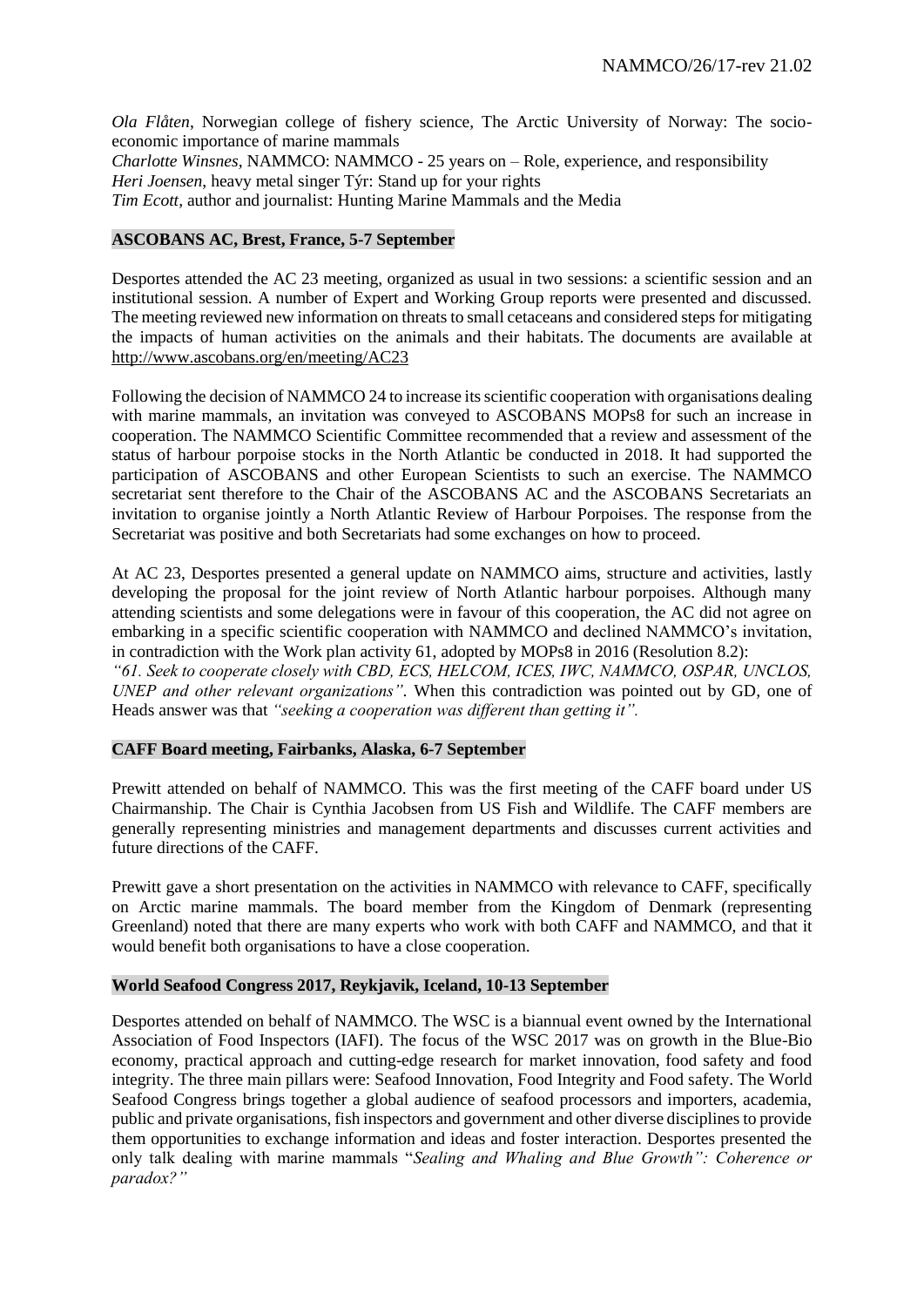*Ola Flåten*, Norwegian college of fishery science, The Arctic University of Norway: The socio-economic importance of marine mammals
*Charlotte Winsnes*, NAMMCO: NAMMCO - 25 years on – Role, experience, and responsibility
*Heri Joensen*, heavy metal singer Týr: Stand up for your rights
*Tim Ecott*, author and journalist: Hunting Marine Mammals and the Media

**ASCOBANS AC, Brest, France, 5-7 September**

Desportes attended the AC 23 meeting, organized as usual in two sessions: a scientific session and an institutional session. A number of Expert and Working Group reports were presented and discussed. The meeting reviewed new information on threats to small cetaceans and considered steps for mitigating the impacts of human activities on the animals and their habitats. The documents are available at http://www.ascobans.org/en/meeting/AC23

Following the decision of NAMMCO 24 to increase its scientific cooperation with organisations dealing with marine mammals, an invitation was conveyed to ASCOBANS MOPs8 for such an increase in cooperation. The NAMMCO Scientific Committee recommended that a review and assessment of the status of harbour porpoise stocks in the North Atlantic be conducted in 2018. It had supported the participation of ASCOBANS and other European Scientists to such an exercise. The NAMMCO secretariat sent therefore to the Chair of the ASCOBANS AC and the ASCOBANS Secretariats an invitation to organise jointly a North Atlantic Review of Harbour Porpoises. The response from the Secretariat was positive and both Secretariats had some exchanges on how to proceed.

At AC 23, Desportes presented a general update on NAMMCO aims, structure and activities, lastly developing the proposal for the joint review of North Atlantic harbour porpoises. Although many attending scientists and some delegations were in favour of this cooperation, the AC did not agree on embarking in a specific scientific cooperation with NAMMCO and declined NAMMCO's invitation, in contradiction with the Work plan activity 61, adopted by MOPs8 in 2016 (Resolution 8.2):
*"61. Seek to cooperate closely with CBD, ECS, HELCOM, ICES, IWC, NAMMCO, OSPAR, UNCLOS, UNEP and other relevant organizations".* When this contradiction was pointed out by GD, one of Heads answer was that *"seeking a cooperation was different than getting it".*

**CAFF Board meeting, Fairbanks, Alaska, 6-7 September**

Prewitt attended on behalf of NAMMCO. This was the first meeting of the CAFF board under US Chairmanship. The Chair is Cynthia Jacobsen from US Fish and Wildlife. The CAFF members are generally representing ministries and management departments and discusses current activities and future directions of the CAFF.

Prewitt gave a short presentation on the activities in NAMMCO with relevance to CAFF, specifically on Arctic marine mammals. The board member from the Kingdom of Denmark (representing Greenland) noted that there are many experts who work with both CAFF and NAMMCO, and that it would benefit both organisations to have a close cooperation.

**World Seafood Congress 2017, Reykjavik, Iceland, 10-13 September**

Desportes attended on behalf of NAMMCO. The WSC is a biannual event owned by the International Association of Food Inspectors (IAFI). The focus of the WSC 2017 was on growth in the Blue-Bio economy, practical approach and cutting-edge research for market innovation, food safety and food integrity. The three main pillars were: Seafood Innovation, Food Integrity and Food safety. The World Seafood Congress brings together a global audience of seafood processors and importers, academia, public and private organisations, fish inspectors and government and other diverse disciplines to provide them opportunities to exchange information and ideas and foster interaction. Desportes presented the only talk dealing with marine mammals "*Sealing and Whaling and Blue Growth": Coherence or paradox?"*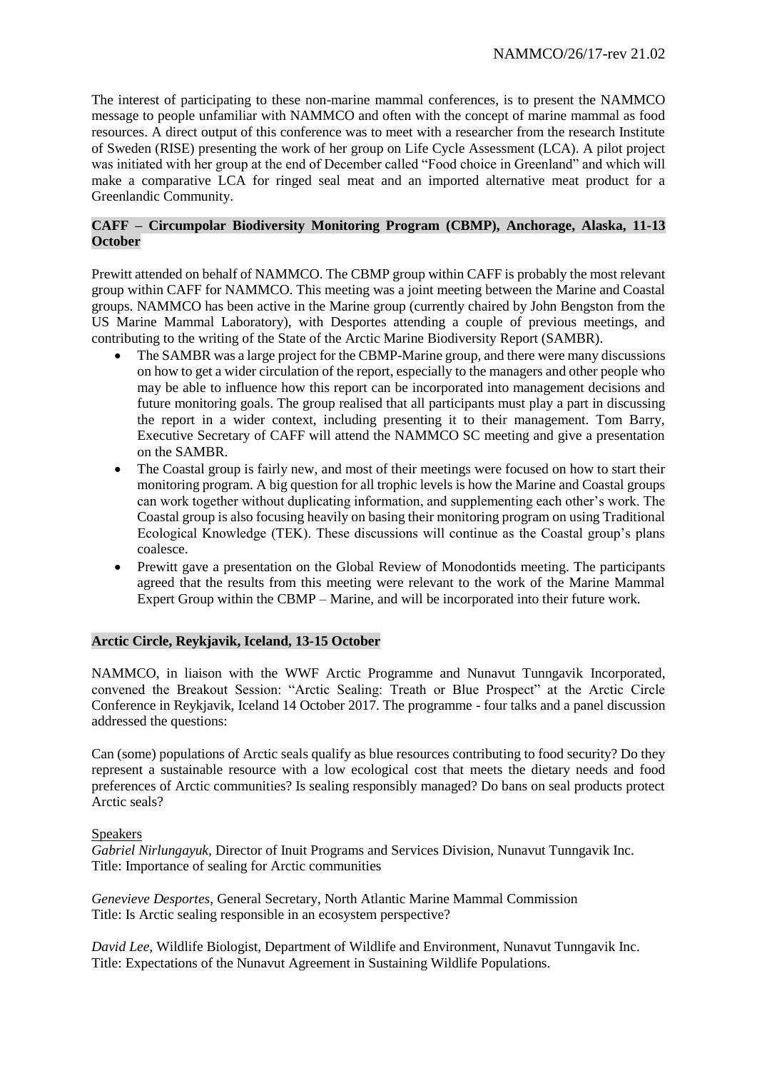The interest of participating to these non-marine mammal conferences, is to present the NAMMCO message to people unfamiliar with NAMMCO and often with the concept of marine mammal as food resources. A direct output of this conference was to meet with a researcher from the research Institute of Sweden (RISE) presenting the work of her group on Life Cycle Assessment (LCA). A pilot project was initiated with her group at the end of December called "Food choice in Greenland" and which will make a comparative LCA for ringed seal meat and an imported alternative meat product for a Greenlandic Community.

**CAFF – Circumpolar Biodiversity Monitoring Program (CBMP), Anchorage, Alaska, 11-13 October**

Prewitt attended on behalf of NAMMCO. The CBMP group within CAFF is probably the most relevant group within CAFF for NAMMCO. This meeting was a joint meeting between the Marine and Coastal groups. NAMMCO has been active in the Marine group (currently chaired by John Bengston from the US Marine Mammal Laboratory), with Desportes attending a couple of previous meetings, and contributing to the writing of the State of the Arctic Marine Biodiversity Report (SAMBR).

- The SAMBR was a large project for the CBMP-Marine group, and there were many discussions on how to get a wider circulation of the report, especially to the managers and other people who may be able to influence how this report can be incorporated into management decisions and future monitoring goals. The group realised that all participants must play a part in discussing the report in a wider context, including presenting it to their management. Tom Barry, Executive Secretary of CAFF will attend the NAMMCO SC meeting and give a presentation on the SAMBR.
- The Coastal group is fairly new, and most of their meetings were focused on how to start their monitoring program. A big question for all trophic levels is how the Marine and Coastal groups can work together without duplicating information, and supplementing each other's work. The Coastal group is also focusing heavily on basing their monitoring program on using Traditional Ecological Knowledge (TEK). These discussions will continue as the Coastal group's plans coalesce.
- Prewitt gave a presentation on the Global Review of Monodontids meeting. The participants agreed that the results from this meeting were relevant to the work of the Marine Mammal Expert Group within the CBMP – Marine, and will be incorporated into their future work.

**Arctic Circle, Reykjavik, Iceland, 13-15 October**

NAMMCO, in liaison with the WWF Arctic Programme and Nunavut Tunngavik Incorporated, convened the Breakout Session: "Arctic Sealing: Treath or Blue Prospect" at the Arctic Circle Conference in Reykjavik, Iceland 14 October 2017. The programme - four talks and a panel discussion addressed the questions:

Can (some) populations of Arctic seals qualify as blue resources contributing to food security? Do they represent a sustainable resource with a low ecological cost that meets the dietary needs and food preferences of Arctic communities? Is sealing responsibly managed? Do bans on seal products protect Arctic seals?

Speakers

*Gabriel Nirlungayuk*, Director of Inuit Programs and Services Division, Nunavut Tunngavik Inc.
Title: Importance of sealing for Arctic communities

*Genevieve Desportes*, General Secretary, North Atlantic Marine Mammal Commission
Title: Is Arctic sealing responsible in an ecosystem perspective?

*David Lee*, Wildlife Biologist, Department of Wildlife and Environment, Nunavut Tunngavik Inc.
Title: Expectations of the Nunavut Agreement in Sustaining Wildlife Populations.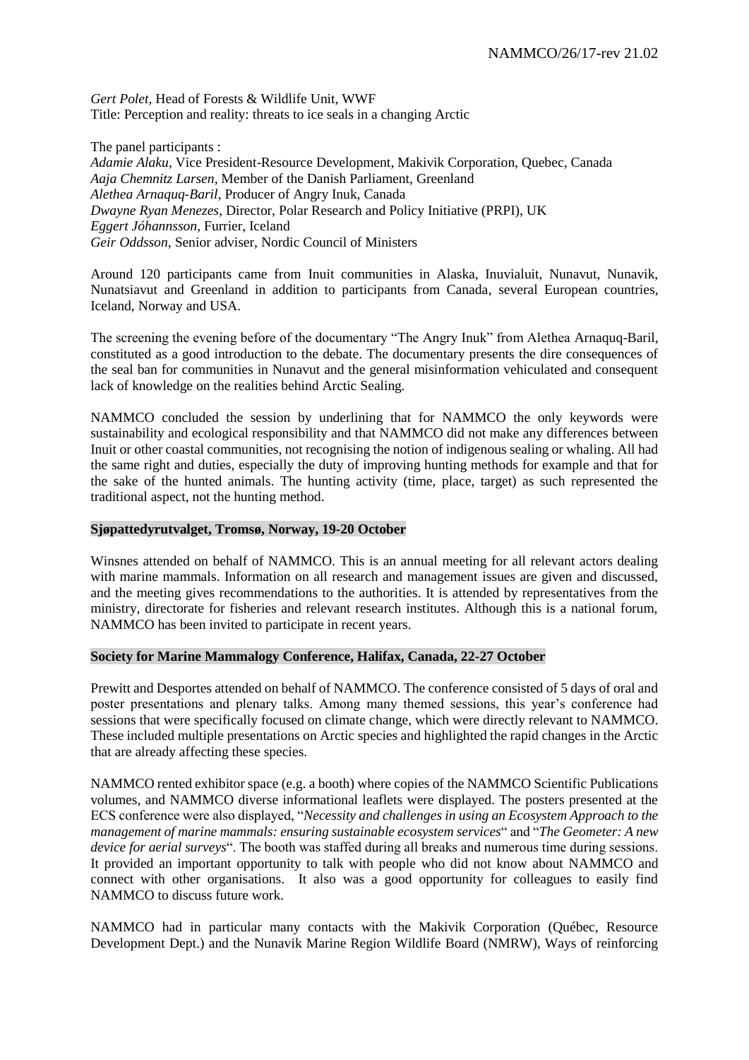*Gert Polet*, Head of Forests & Wildlife Unit, WWF
Title: Perception and reality: threats to ice seals in a changing Arctic

The panel participants :
*Adamie Alaku*, Vice President-Resource Development, Makivik Corporation, Quebec, Canada
*Aaja Chemnitz Larsen*, Member of the Danish Parliament, Greenland
*Alethea Arnaquq-Baril*, Producer of Angry Inuk, Canada
*Dwayne Ryan Menezes*, Director, Polar Research and Policy Initiative (PRPI), UK
*Eggert Jóhannsson*, Furrier, Iceland
*Geir Oddsson*, Senior adviser, Nordic Council of Ministers

Around 120 participants came from Inuit communities in Alaska, Inuvialuit, Nunavut, Nunavik, Nunatsiavut and Greenland in addition to participants from Canada, several European countries, Iceland, Norway and USA.

The screening the evening before of the documentary "The Angry Inuk" from Alethea Arnaquq-Baril, constituted as a good introduction to the debate. The documentary presents the dire consequences of the seal ban for communities in Nunavut and the general misinformation vehiculated and consequent lack of knowledge on the realities behind Arctic Sealing.

NAMMCO concluded the session by underlining that for NAMMCO the only keywords were sustainability and ecological responsibility and that NAMMCO did not make any differences between Inuit or other coastal communities, not recognising the notion of indigenous sealing or whaling. All had the same right and duties, especially the duty of improving hunting methods for example and that for the sake of the hunted animals. The hunting activity (time, place, target) as such represented the traditional aspect, not the hunting method.

**Sjøpattedyrutvalget, Tromsø, Norway, 19-20 October**

Winsnes attended on behalf of NAMMCO. This is an annual meeting for all relevant actors dealing with marine mammals. Information on all research and management issues are given and discussed, and the meeting gives recommendations to the authorities. It is attended by representatives from the ministry, directorate for fisheries and relevant research institutes. Although this is a national forum, NAMMCO has been invited to participate in recent years.

**Society for Marine Mammalogy Conference, Halifax, Canada, 22-27 October**

Prewitt and Desportes attended on behalf of NAMMCO. The conference consisted of 5 days of oral and poster presentations and plenary talks. Among many themed sessions, this year's conference had sessions that were specifically focused on climate change, which were directly relevant to NAMMCO. These included multiple presentations on Arctic species and highlighted the rapid changes in the Arctic that are already affecting these species.

NAMMCO rented exhibitor space (e.g. a booth) where copies of the NAMMCO Scientific Publications volumes, and NAMMCO diverse informational leaflets were displayed. The posters presented at the ECS conference were also displayed, "*Necessity and challenges in using an Ecosystem Approach to the management of marine mammals: ensuring sustainable ecosystem services*" and "*The Geometer: A new device for aerial surveys*". The booth was staffed during all breaks and numerous time during sessions. It provided an important opportunity to talk with people who did not know about NAMMCO and connect with other organisations. It also was a good opportunity for colleagues to easily find NAMMCO to discuss future work.

NAMMCO had in particular many contacts with the Makivik Corporation (Québec, Resource Development Dept.) and the Nunavik Marine Region Wildlife Board (NMRW), Ways of reinforcing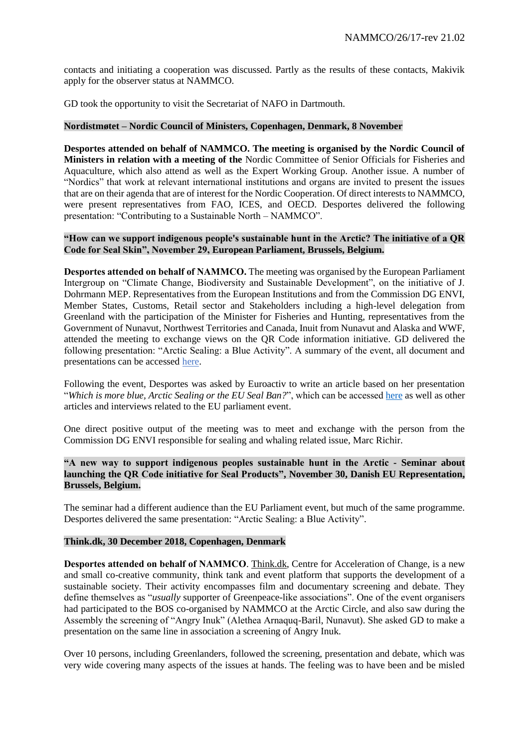contacts and initiating a cooperation was discussed. Partly as the results of these contacts, Makivik apply for the observer status at NAMMCO.

GD took the opportunity to visit the Secretariat of NAFO in Dartmouth.

**Nordistmøtet – Nordic Council of Ministers, Copenhagen, Denmark, 8 November**

**Desportes attended on behalf of NAMMCO. The meeting is organised by the Nordic Council of Ministers in relation with a meeting of the** Nordic Committee of Senior Officials for Fisheries and Aquaculture, which also attend as well as the Expert Working Group. Another issue. A number of "Nordics" that work at relevant international institutions and organs are invited to present the issues that are on their agenda that are of interest for the Nordic Cooperation. Of direct interests to NAMMCO, were present representatives from FAO, ICES, and OECD. Desportes delivered the following presentation: "Contributing to a Sustainable North – NAMMCO".

**"How can we support indigenous people's sustainable hunt in the Arctic? The initiative of a QR Code for Seal Skin", November 29, European Parliament, Brussels, Belgium.**

**Desportes attended on behalf of NAMMCO.** The meeting was organised by the European Parliament Intergroup on "Climate Change, Biodiversity and Sustainable Development", on the initiative of J. Dohrmann MEP. Representatives from the European Institutions and from the Commission DG ENVI, Member States, Customs, Retail sector and Stakeholders including a high-level delegation from Greenland with the participation of the Minister for Fisheries and Hunting, representatives from the Government of Nunavut, Northwest Territories and Canada, Inuit from Nunavut and Alaska and WWF, attended the meeting to exchange views on the QR Code information initiative. GD delivered the following presentation: "Arctic Sealing: a Blue Activity". A summary of the event, all document and presentations can be accessed here.

Following the event, Desportes was asked by Euroactiv to write an article based on her presentation "*Which is more blue, Arctic Sealing or the EU Seal Ban?*", which can be accessed here as well as other articles and interviews related to the EU parliament event.

One direct positive output of the meeting was to meet and exchange with the person from the Commission DG ENVI responsible for sealing and whaling related issue, Marc Richir.

**"A new way to support indigenous peoples sustainable hunt in the Arctic - Seminar about launching the QR Code initiative for Seal Products", November 30, Danish EU Representation, Brussels, Belgium.**

The seminar had a different audience than the EU Parliament event, but much of the same programme. Desportes delivered the same presentation: "Arctic Sealing: a Blue Activity".

**Think.dk, 30 December 2018, Copenhagen, Denmark**

**Desportes attended on behalf of NAMMCO**. Think.dk, Centre for Acceleration of Change, is a new and small co-creative community, think tank and event platform that supports the development of a sustainable society. Their activity encompasses film and documentary screening and debate. They define themselves as "*usually* supporter of Greenpeace-like associations". One of the event organisers had participated to the BOS co-organised by NAMMCO at the Arctic Circle, and also saw during the Assembly the screening of "Angry Inuk" (Alethea Arnaquq-Baril, Nunavut). She asked GD to make a presentation on the same line in association a screening of Angry Inuk.

Over 10 persons, including Greenlanders, followed the screening, presentation and debate, which was very wide covering many aspects of the issues at hands. The feeling was to have been and be misled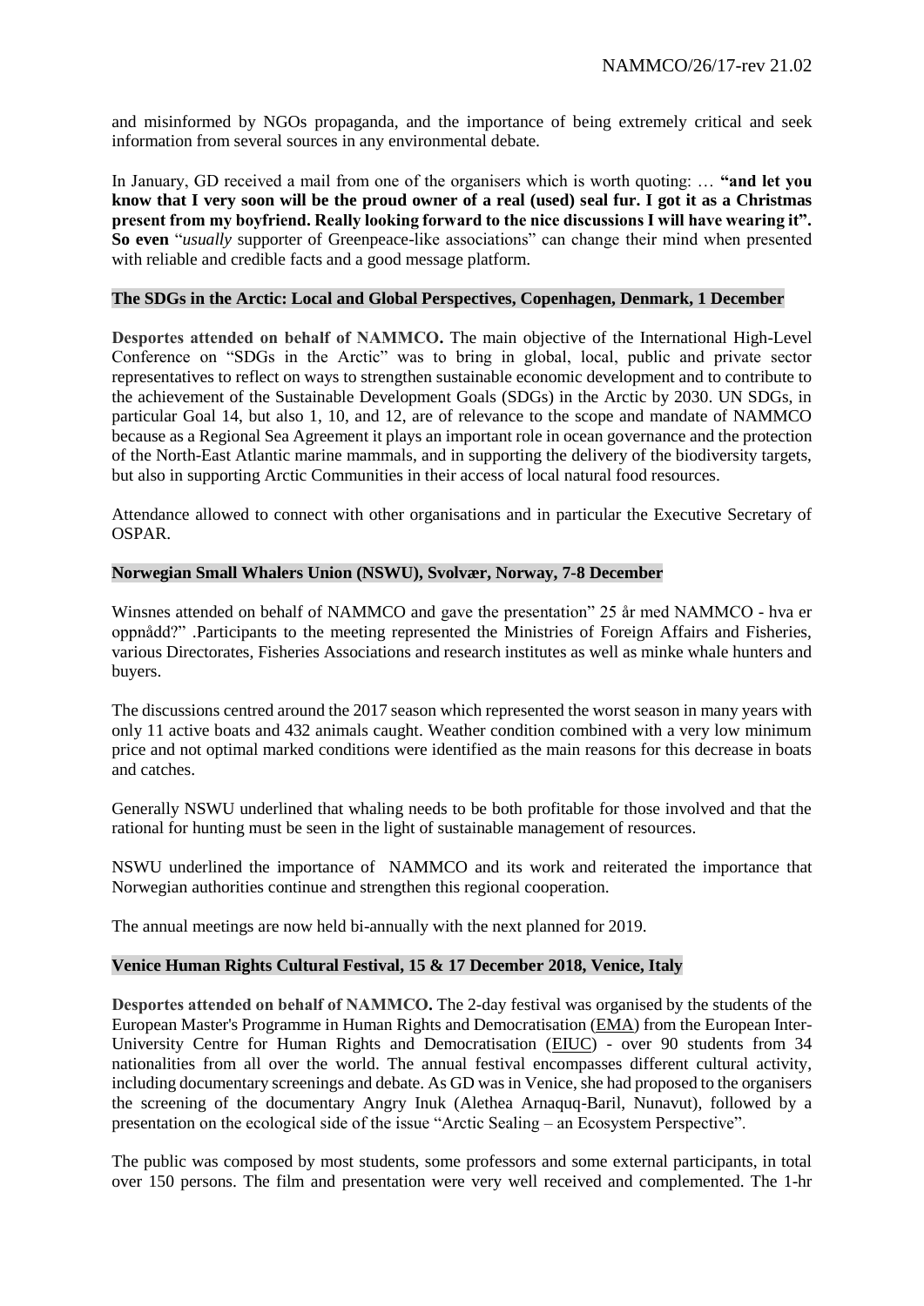and misinformed by NGOs propaganda, and the importance of being extremely critical and seek information from several sources in any environmental debate.

In January, GD received a mail from one of the organisers which is worth quoting: … **"and let you know that I very soon will be the proud owner of a real (used) seal fur. I got it as a Christmas present from my boyfriend. Really looking forward to the nice discussions I will have wearing it". So even** "*usually* supporter of Greenpeace-like associations" can change their mind when presented with reliable and credible facts and a good message platform.

### The SDGs in the Arctic: Local and Global Perspectives, Copenhagen, Denmark, 1 December

**Desportes attended on behalf of NAMMCO.** The main objective of the International High-Level Conference on "SDGs in the Arctic" was to bring in global, local, public and private sector representatives to reflect on ways to strengthen sustainable economic development and to contribute to the achievement of the Sustainable Development Goals (SDGs) in the Arctic by 2030. UN SDGs, in particular Goal 14, but also 1, 10, and 12, are of relevance to the scope and mandate of NAMMCO because as a Regional Sea Agreement it plays an important role in ocean governance and the protection of the North-East Atlantic marine mammals, and in supporting the delivery of the biodiversity targets, but also in supporting Arctic Communities in their access of local natural food resources.

Attendance allowed to connect with other organisations and in particular the Executive Secretary of OSPAR.

### Norwegian Small Whalers Union (NSWU), Svolvær, Norway, 7-8 December

Winsnes attended on behalf of NAMMCO and gave the presentation" 25 år med NAMMCO - hva er oppnådd?" .Participants to the meeting represented the Ministries of Foreign Affairs and Fisheries, various Directorates, Fisheries Associations and research institutes as well as minke whale hunters and buyers.

The discussions centred around the 2017 season which represented the worst season in many years with only 11 active boats and 432 animals caught. Weather condition combined with a very low minimum price and not optimal marked conditions were identified as the main reasons for this decrease in boats and catches.

Generally NSWU underlined that whaling needs to be both profitable for those involved and that the rational for hunting must be seen in the light of sustainable management of resources.

NSWU underlined the importance of NAMMCO and its work and reiterated the importance that Norwegian authorities continue and strengthen this regional cooperation.

The annual meetings are now held bi-annually with the next planned for 2019.

### Venice Human Rights Cultural Festival, 15 & 17 December 2018, Venice, Italy

**Desportes attended on behalf of NAMMCO.** The 2-day festival was organised by the students of the European Master's Programme in Human Rights and Democratisation (EMA) from the European Inter-University Centre for Human Rights and Democratisation (EIUC) - over 90 students from 34 nationalities from all over the world. The annual festival encompasses different cultural activity, including documentary screenings and debate. As GD was in Venice, she had proposed to the organisers the screening of the documentary Angry Inuk (Alethea Arnaquq-Baril, Nunavut), followed by a presentation on the ecological side of the issue "Arctic Sealing – an Ecosystem Perspective".

The public was composed by most students, some professors and some external participants, in total over 150 persons. The film and presentation were very well received and complemented. The 1-hr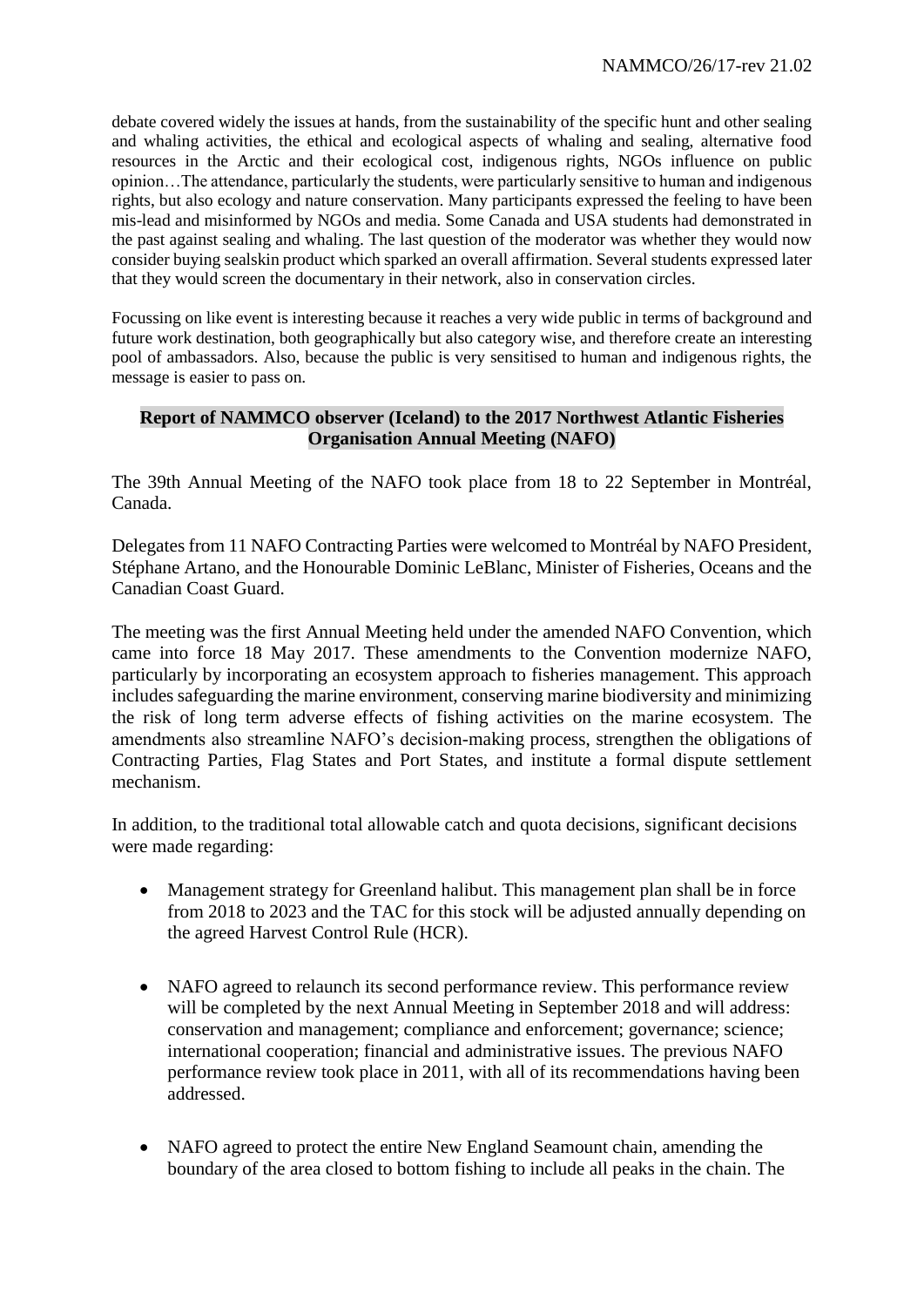debate covered widely the issues at hands, from the sustainability of the specific hunt and other sealing and whaling activities, the ethical and ecological aspects of whaling and sealing, alternative food resources in the Arctic and their ecological cost, indigenous rights, NGOs influence on public opinion…The attendance, particularly the students, were particularly sensitive to human and indigenous rights, but also ecology and nature conservation. Many participants expressed the feeling to have been mis-lead and misinformed by NGOs and media. Some Canada and USA students had demonstrated in the past against sealing and whaling. The last question of the moderator was whether they would now consider buying sealskin product which sparked an overall affirmation. Several students expressed later that they would screen the documentary in their network, also in conservation circles.

Focussing on like event is interesting because it reaches a very wide public in terms of background and future work destination, both geographically but also category wise, and therefore create an interesting pool of ambassadors. Also, because the public is very sensitised to human and indigenous rights, the message is easier to pass on.

**Report of NAMMCO observer (Iceland) to the 2017 Northwest Atlantic Fisheries Organisation Annual Meeting (NAFO)**

The 39th Annual Meeting of the NAFO took place from 18 to 22 September in Montréal, Canada.

Delegates from 11 NAFO Contracting Parties were welcomed to Montréal by NAFO President, Stéphane Artano, and the Honourable Dominic LeBlanc, Minister of Fisheries, Oceans and the Canadian Coast Guard.

The meeting was the first Annual Meeting held under the amended NAFO Convention, which came into force 18 May 2017. These amendments to the Convention modernize NAFO, particularly by incorporating an ecosystem approach to fisheries management. This approach includes safeguarding the marine environment, conserving marine biodiversity and minimizing the risk of long term adverse effects of fishing activities on the marine ecosystem. The amendments also streamline NAFO's decision-making process, strengthen the obligations of Contracting Parties, Flag States and Port States, and institute a formal dispute settlement mechanism.

In addition, to the traditional total allowable catch and quota decisions, significant decisions were made regarding:

- Management strategy for Greenland halibut. This management plan shall be in force from 2018 to 2023 and the TAC for this stock will be adjusted annually depending on the agreed Harvest Control Rule (HCR).

- NAFO agreed to relaunch its second performance review. This performance review will be completed by the next Annual Meeting in September 2018 and will address: conservation and management; compliance and enforcement; governance; science; international cooperation; financial and administrative issues. The previous NAFO performance review took place in 2011, with all of its recommendations having been addressed.

- NAFO agreed to protect the entire New England Seamount chain, amending the boundary of the area closed to bottom fishing to include all peaks in the chain. The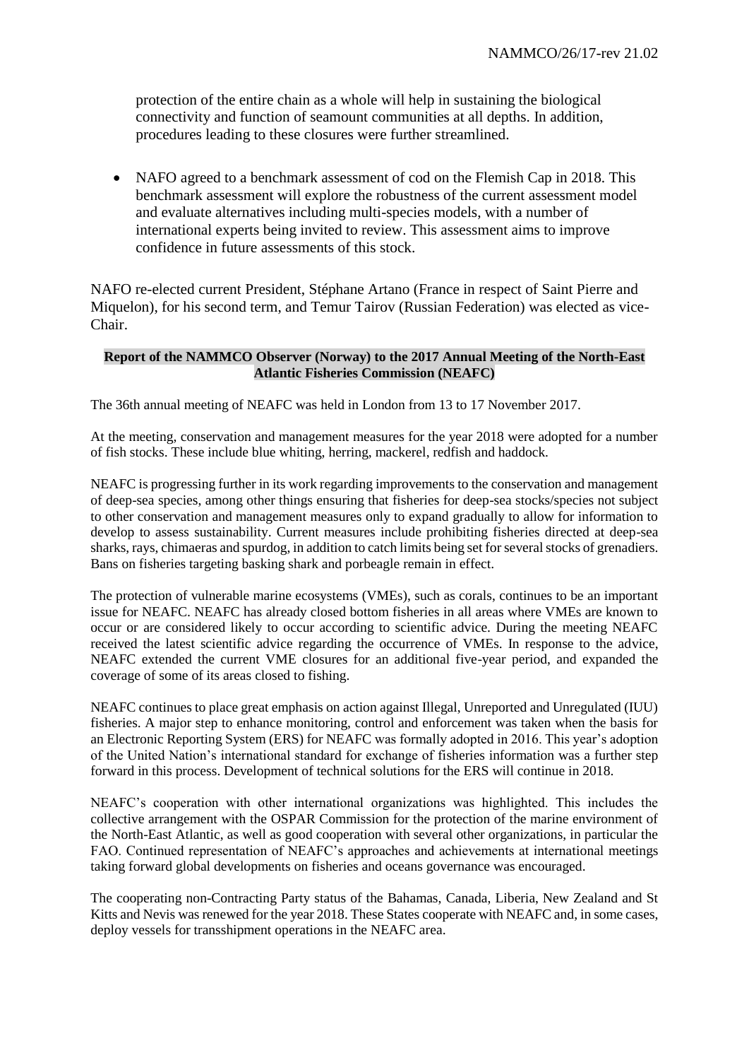protection of the entire chain as a whole will help in sustaining the biological connectivity and function of seamount communities at all depths. In addition, procedures leading to these closures were further streamlined.

- NAFO agreed to a benchmark assessment of cod on the Flemish Cap in 2018. This benchmark assessment will explore the robustness of the current assessment model and evaluate alternatives including multi-species models, with a number of international experts being invited to review. This assessment aims to improve confidence in future assessments of this stock.

NAFO re-elected current President, Stéphane Artano (France in respect of Saint Pierre and Miquelon), for his second term, and Temur Tairov (Russian Federation) was elected as vice-Chair.

**Report of the NAMMCO Observer (Norway) to the 2017 Annual Meeting of the North-East Atlantic Fisheries Commission (NEAFC)**

The 36th annual meeting of NEAFC was held in London from 13 to 17 November 2017.

At the meeting, conservation and management measures for the year 2018 were adopted for a number of fish stocks. These include blue whiting, herring, mackerel, redfish and haddock.

NEAFC is progressing further in its work regarding improvements to the conservation and management of deep-sea species, among other things ensuring that fisheries for deep-sea stocks/species not subject to other conservation and management measures only to expand gradually to allow for information to develop to assess sustainability. Current measures include prohibiting fisheries directed at deep-sea sharks, rays, chimaeras and spurdog, in addition to catch limits being set for several stocks of grenadiers. Bans on fisheries targeting basking shark and porbeagle remain in effect.

The protection of vulnerable marine ecosystems (VMEs), such as corals, continues to be an important issue for NEAFC. NEAFC has already closed bottom fisheries in all areas where VMEs are known to occur or are considered likely to occur according to scientific advice. During the meeting NEAFC received the latest scientific advice regarding the occurrence of VMEs. In response to the advice, NEAFC extended the current VME closures for an additional five-year period, and expanded the coverage of some of its areas closed to fishing.

NEAFC continues to place great emphasis on action against Illegal, Unreported and Unregulated (IUU) fisheries. A major step to enhance monitoring, control and enforcement was taken when the basis for an Electronic Reporting System (ERS) for NEAFC was formally adopted in 2016. This year's adoption of the United Nation's international standard for exchange of fisheries information was a further step forward in this process. Development of technical solutions for the ERS will continue in 2018.

NEAFC's cooperation with other international organizations was highlighted. This includes the collective arrangement with the OSPAR Commission for the protection of the marine environment of the North-East Atlantic, as well as good cooperation with several other organizations, in particular the FAO. Continued representation of NEAFC's approaches and achievements at international meetings taking forward global developments on fisheries and oceans governance was encouraged.

The cooperating non-Contracting Party status of the Bahamas, Canada, Liberia, New Zealand and St Kitts and Nevis was renewed for the year 2018. These States cooperate with NEAFC and, in some cases, deploy vessels for transshipment operations in the NEAFC area.